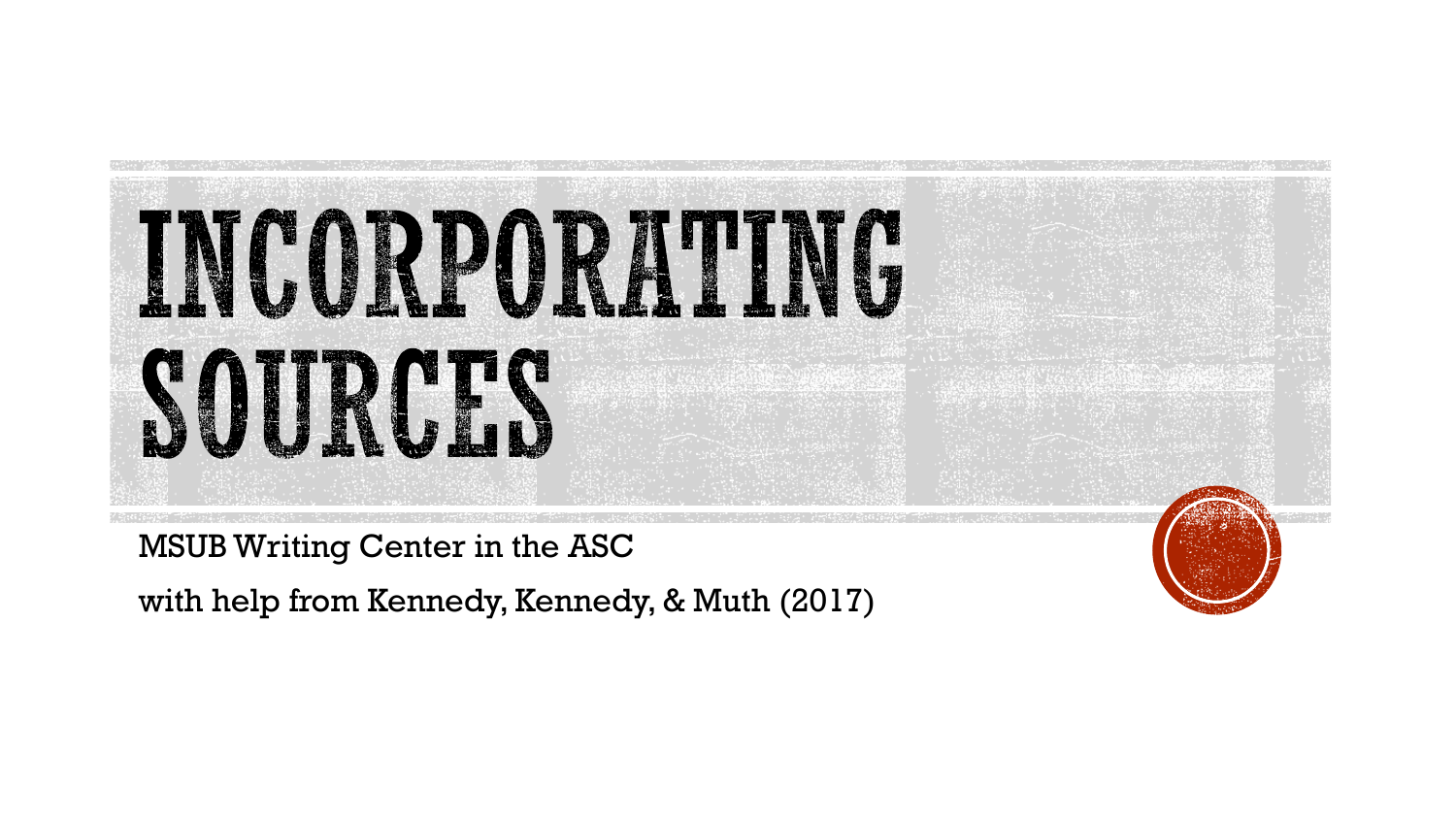# INCORPORATING SOURCES

MSUB Writing Center in the ASC

with help from Kennedy, Kennedy, & Muth (2017)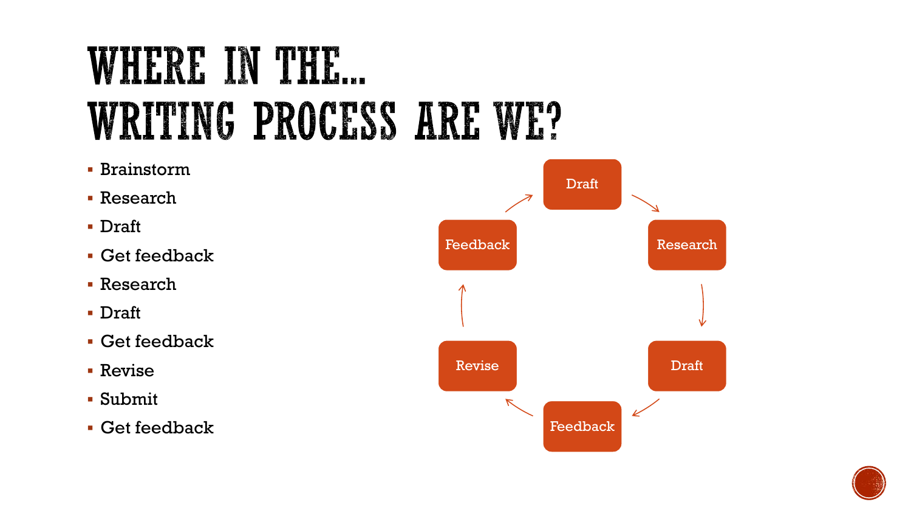# WHERE IN THE… WRITING PROCESS ARE WE?

- Brainstorm
- Research
- Draft
- Get feedback
- Research
- Draft
- Get feedback
- Revise
- Submit
- Get feedback

Draft → Research → Draft → Feedback → Revise → Feedback → Draft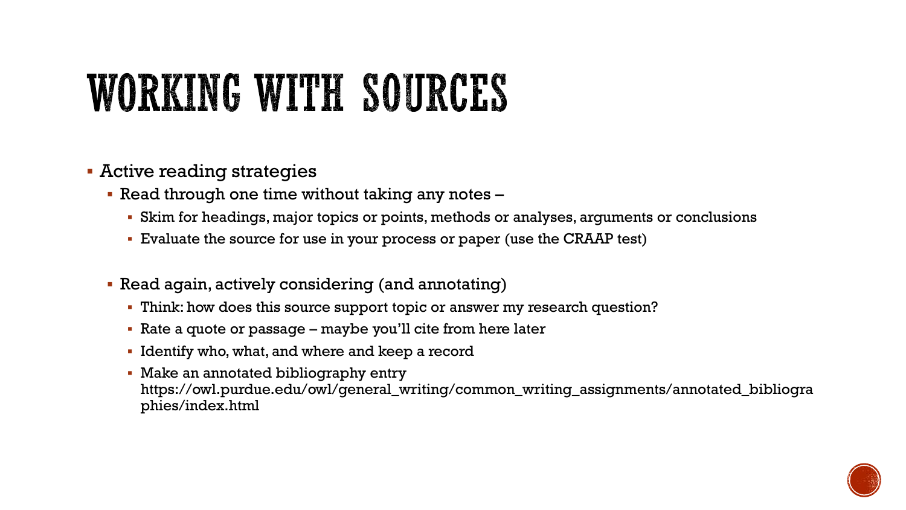# WORKING WITH SOURCES

- Active reading strategies
  - Read through one time without taking any notes –
    - Skim for headings, major topics or points, methods or analyses, arguments or conclusions
    - Evaluate the source for use in your process or paper (use the CRAAP test)
  - Read again, actively considering (and annotating)
    - Think: how does this source support topic or answer my research question?
    - Rate a quote or passage – maybe you'll cite from here later
    - Identify who, what, and where and keep a record
    - Make an annotated bibliography entry https://owl.purdue.edu/owl/general_writing/common_writing_assignments/annotated_bibliographies/index.html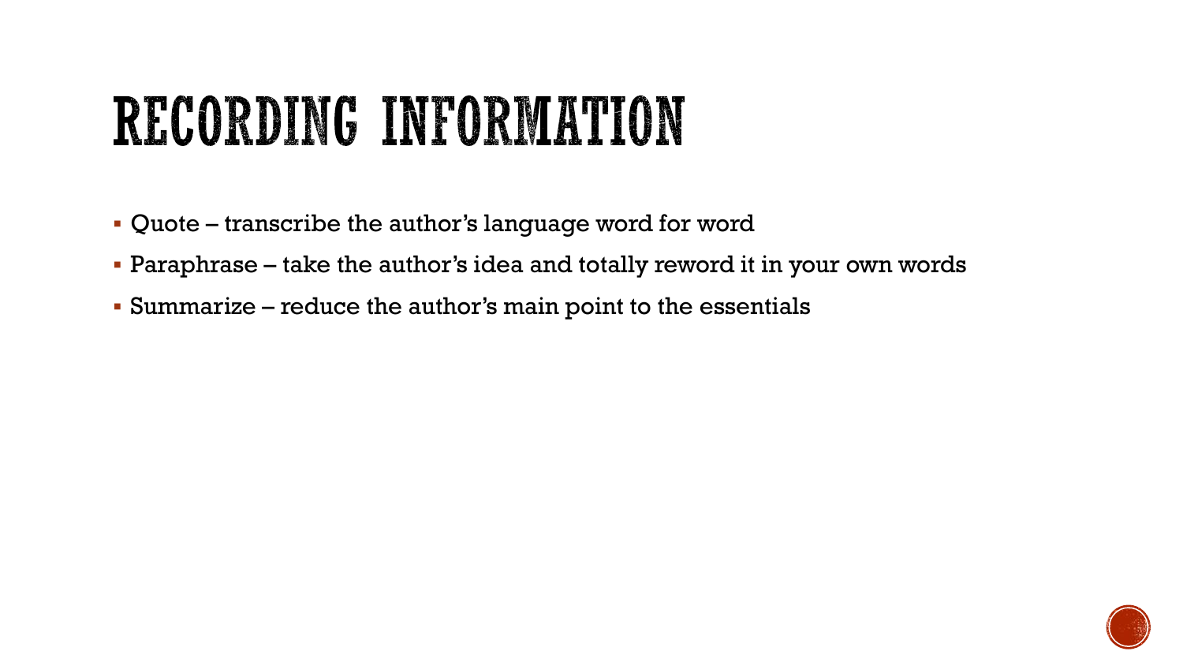# RECORDING INFORMATION

- Quote – transcribe the author's language word for word
- Paraphrase – take the author's idea and totally reword it in your own words
- Summarize – reduce the author's main point to the essentials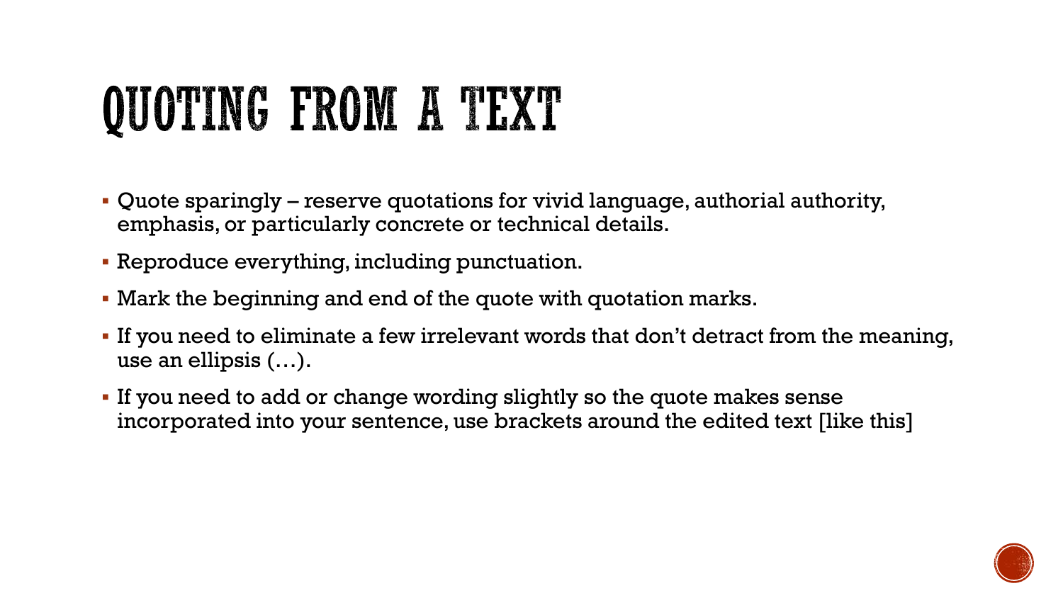# QUOTING FROM A TEXT

- Quote sparingly – reserve quotations for vivid language, authorial authority, emphasis, or particularly concrete or technical details.
- Reproduce everything, including punctuation.
- Mark the beginning and end of the quote with quotation marks.
- If you need to eliminate a few irrelevant words that don't detract from the meaning, use an ellipsis (…).
- If you need to add or change wording slightly so the quote makes sense incorporated into your sentence, use brackets around the edited text [like this]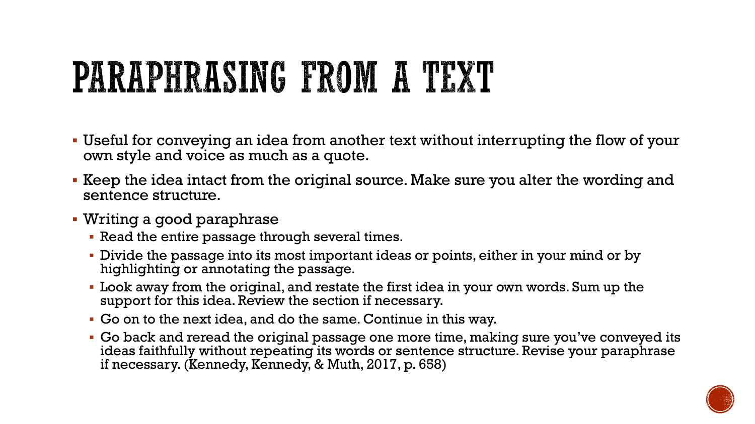# PARAPHRASING FROM A TEXT

- Useful for conveying an idea from another text without interrupting the flow of your own style and voice as much as a quote.
- Keep the idea intact from the original source. Make sure you alter the wording and sentence structure.
- Writing a good paraphrase
  - Read the entire passage through several times.
  - Divide the passage into its most important ideas or points, either in your mind or by highlighting or annotating the passage.
  - Look away from the original, and restate the first idea in your own words. Sum up the support for this idea. Review the section if necessary.
  - Go on to the next idea, and do the same. Continue in this way.
  - Go back and reread the original passage one more time, making sure you've conveyed its ideas faithfully without repeating its words or sentence structure. Revise your paraphrase if necessary. (Kennedy, Kennedy, & Muth, 2017, p. 658)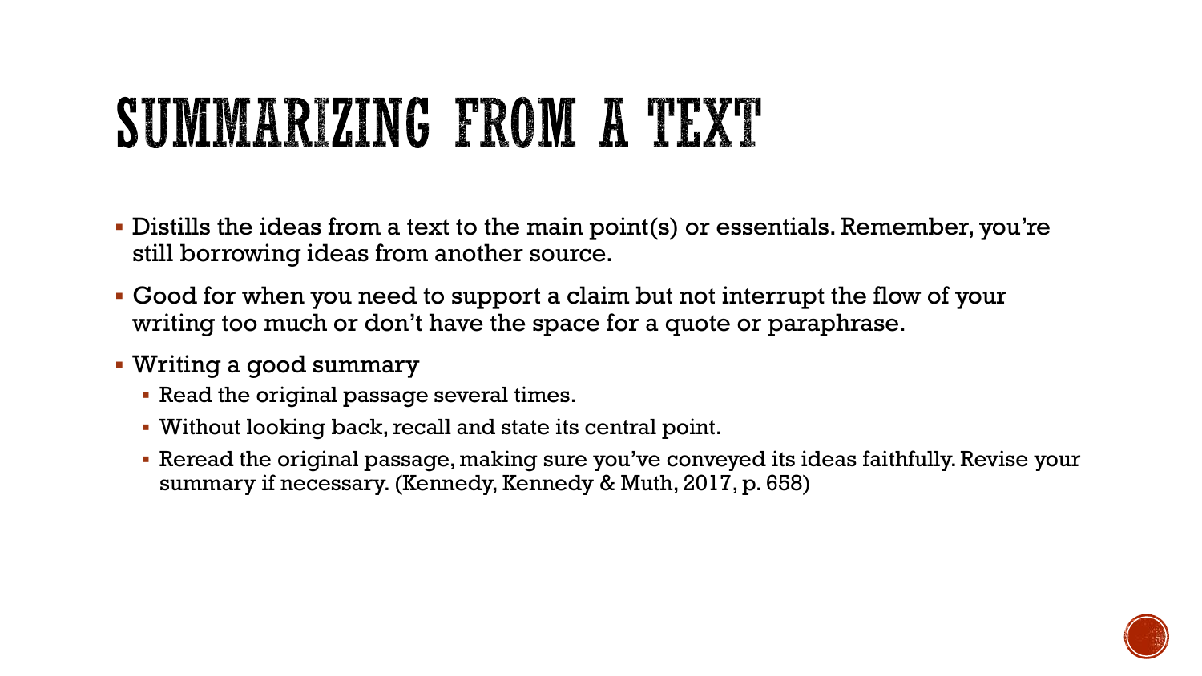# SUMMARIZING FROM A TEXT

- Distills the ideas from a text to the main point(s) or essentials. Remember, you're still borrowing ideas from another source.
- Good for when you need to support a claim but not interrupt the flow of your writing too much or don't have the space for a quote or paraphrase.
- Writing a good summary
  - Read the original passage several times.
  - Without looking back, recall and state its central point.
  - Reread the original passage, making sure you've conveyed its ideas faithfully. Revise your summary if necessary. (Kennedy, Kennedy & Muth, 2017, p. 658)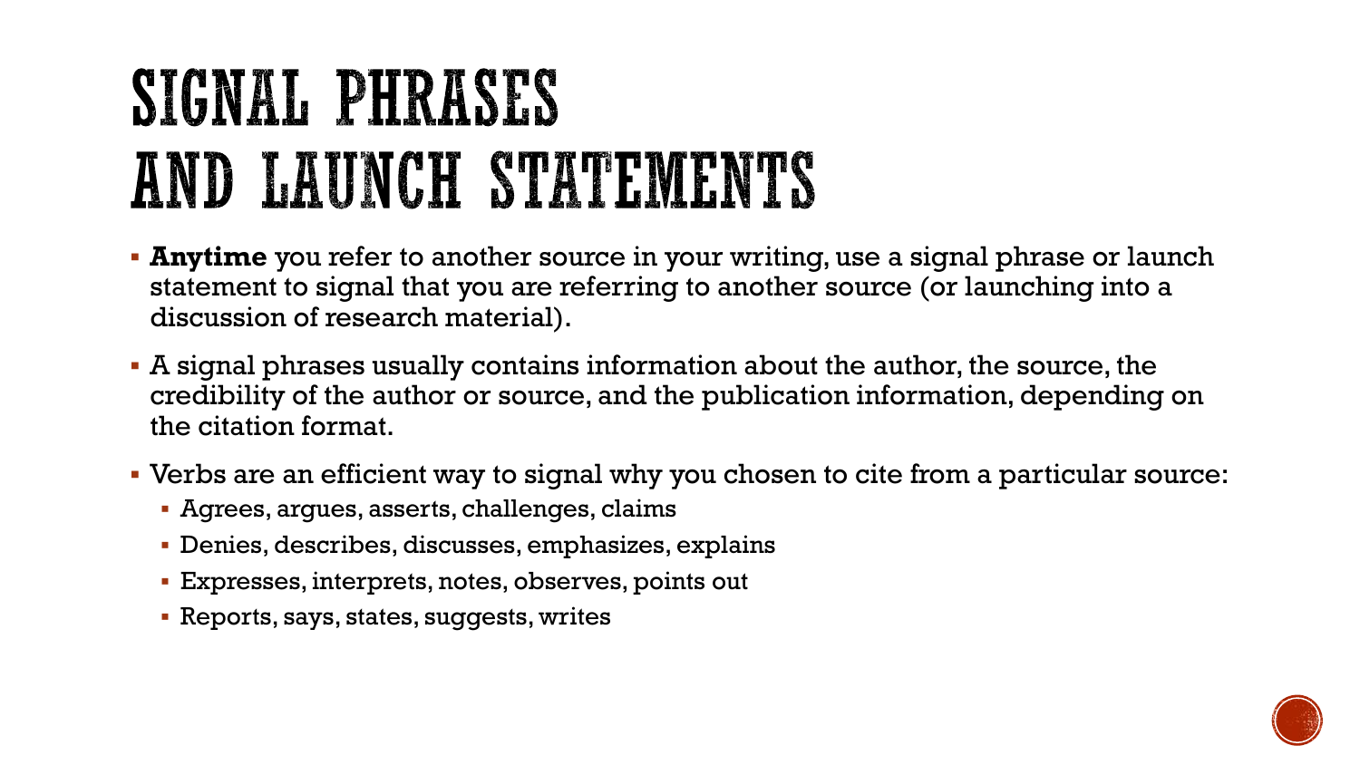# SIGNAL PHRASES AND LAUNCH STATEMENTS

- **Anytime** you refer to another source in your writing, use a signal phrase or launch statement to signal that you are referring to another source (or launching into a discussion of research material).
- A signal phrases usually contains information about the author, the source, the credibility of the author or source, and the publication information, depending on the citation format.
- Verbs are an efficient way to signal why you chosen to cite from a particular source:
  - Agrees, argues, asserts, challenges, claims
  - Denies, describes, discusses, emphasizes, explains
  - Expresses, interprets, notes, observes, points out
  - Reports, says, states, suggests, writes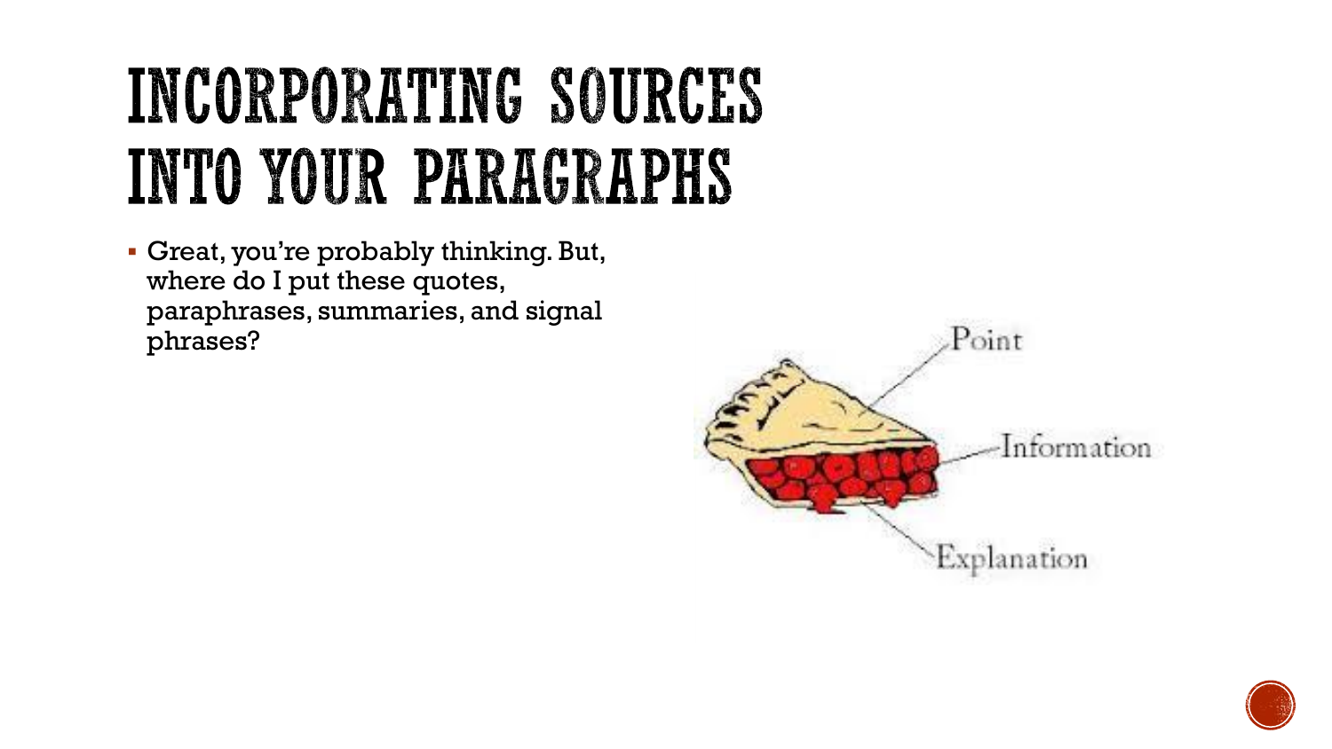# INCORPORATING SOURCES INTO YOUR PARAGRAPHS

- Great, you're probably thinking. But, where do I put these quotes, paraphrases, summaries, and signal phrases?

Point

Information

Explanation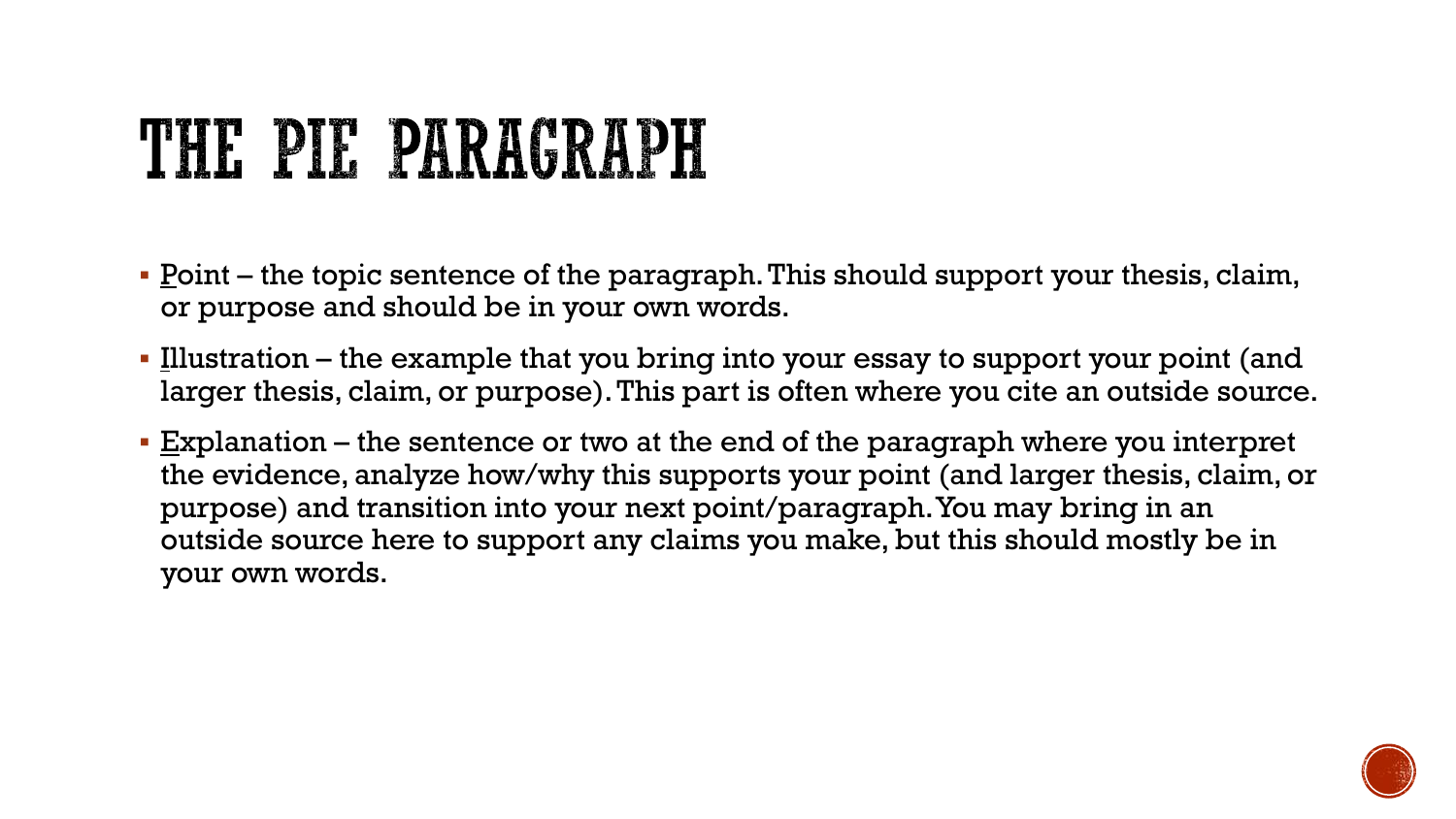# THE PIE PARAGRAPH

- Point – the topic sentence of the paragraph. This should support your thesis, claim, or purpose and should be in your own words.
- Illustration – the example that you bring into your essay to support your point (and larger thesis, claim, or purpose). This part is often where you cite an outside source.
- Explanation – the sentence or two at the end of the paragraph where you interpret the evidence, analyze how/why this supports your point (and larger thesis, claim, or purpose) and transition into your next point/paragraph. You may bring in an outside source here to support any claims you make, but this should mostly be in your own words.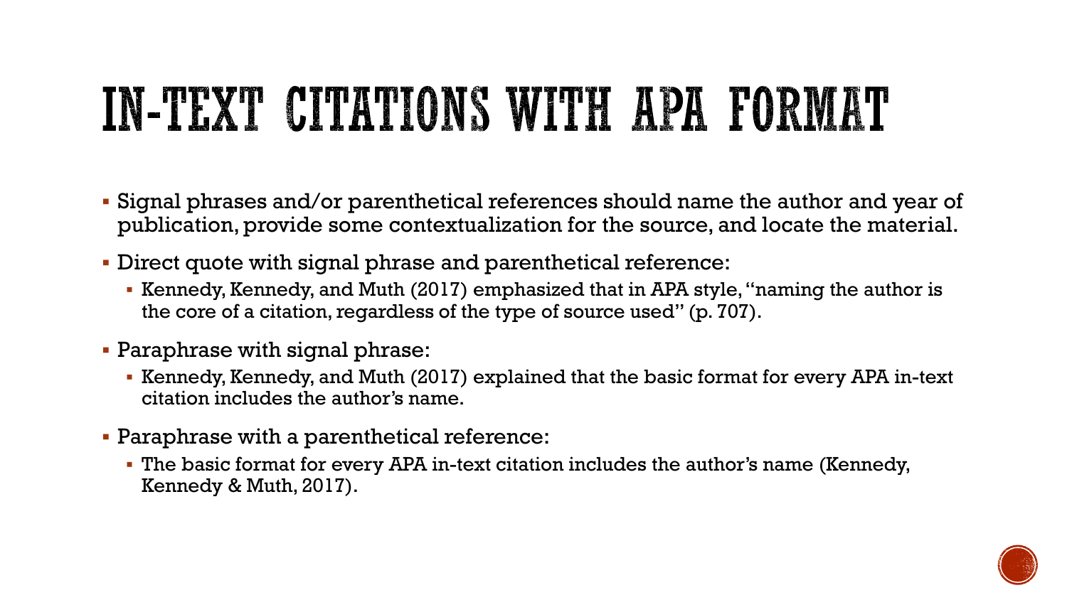# IN-TEXT CITATIONS WITH APA FORMAT

- Signal phrases and/or parenthetical references should name the author and year of publication, provide some contextualization for the source, and locate the material.
- Direct quote with signal phrase and parenthetical reference:
  - Kennedy, Kennedy, and Muth (2017) emphasized that in APA style, "naming the author is the core of a citation, regardless of the type of source used" (p. 707).
- Paraphrase with signal phrase:
  - Kennedy, Kennedy, and Muth (2017) explained that the basic format for every APA in-text citation includes the author's name.
- Paraphrase with a parenthetical reference:
  - The basic format for every APA in-text citation includes the author's name (Kennedy, Kennedy & Muth, 2017).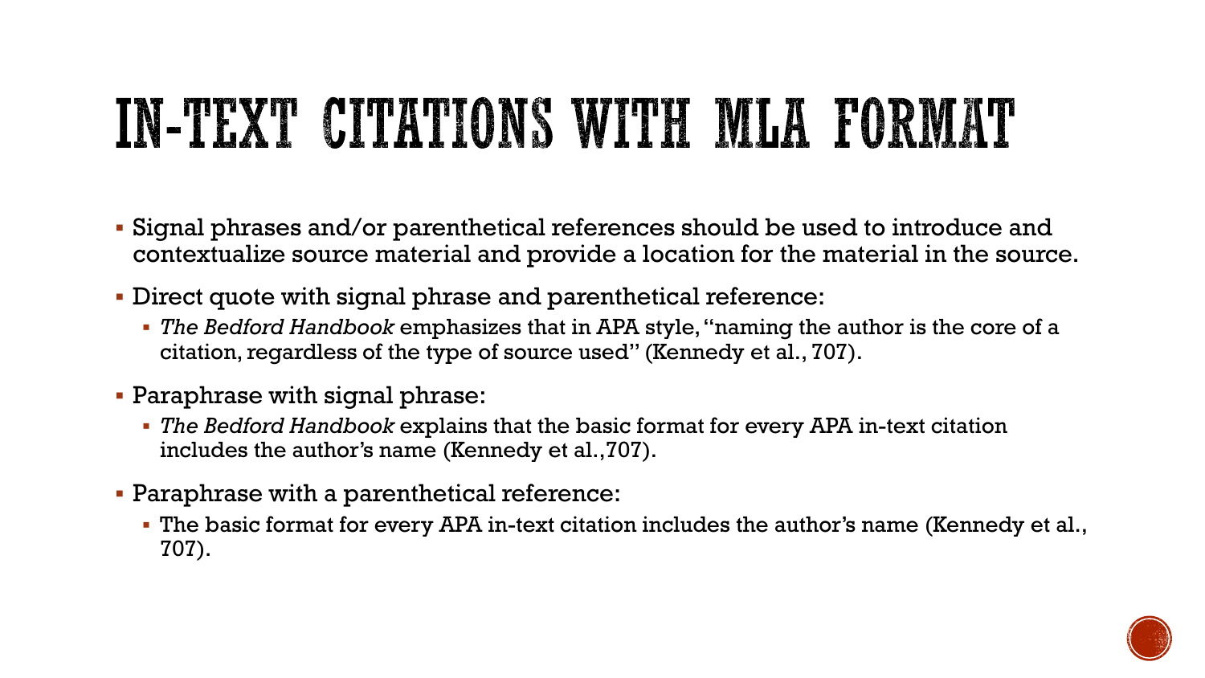# IN-TEXT CITATIONS WITH MLA FORMAT

- Signal phrases and/or parenthetical references should be used to introduce and contextualize source material and provide a location for the material in the source.
- Direct quote with signal phrase and parenthetical reference:
  - *The Bedford Handbook* emphasizes that in APA style, "naming the author is the core of a citation, regardless of the type of source used" (Kennedy et al., 707).
- Paraphrase with signal phrase:
  - *The Bedford Handbook* explains that the basic format for every APA in-text citation includes the author's name (Kennedy et al.,707).
- Paraphrase with a parenthetical reference:
  - The basic format for every APA in-text citation includes the author's name (Kennedy et al., 707).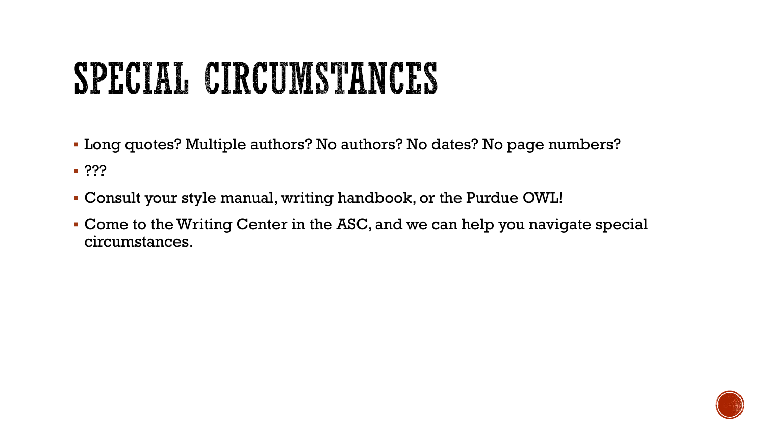# SPECIAL CIRCUMSTANCES

- Long quotes? Multiple authors? No authors? No dates? No page numbers?
- ???
- Consult your style manual, writing handbook, or the Purdue OWL!
- Come to the Writing Center in the ASC, and we can help you navigate special circumstances.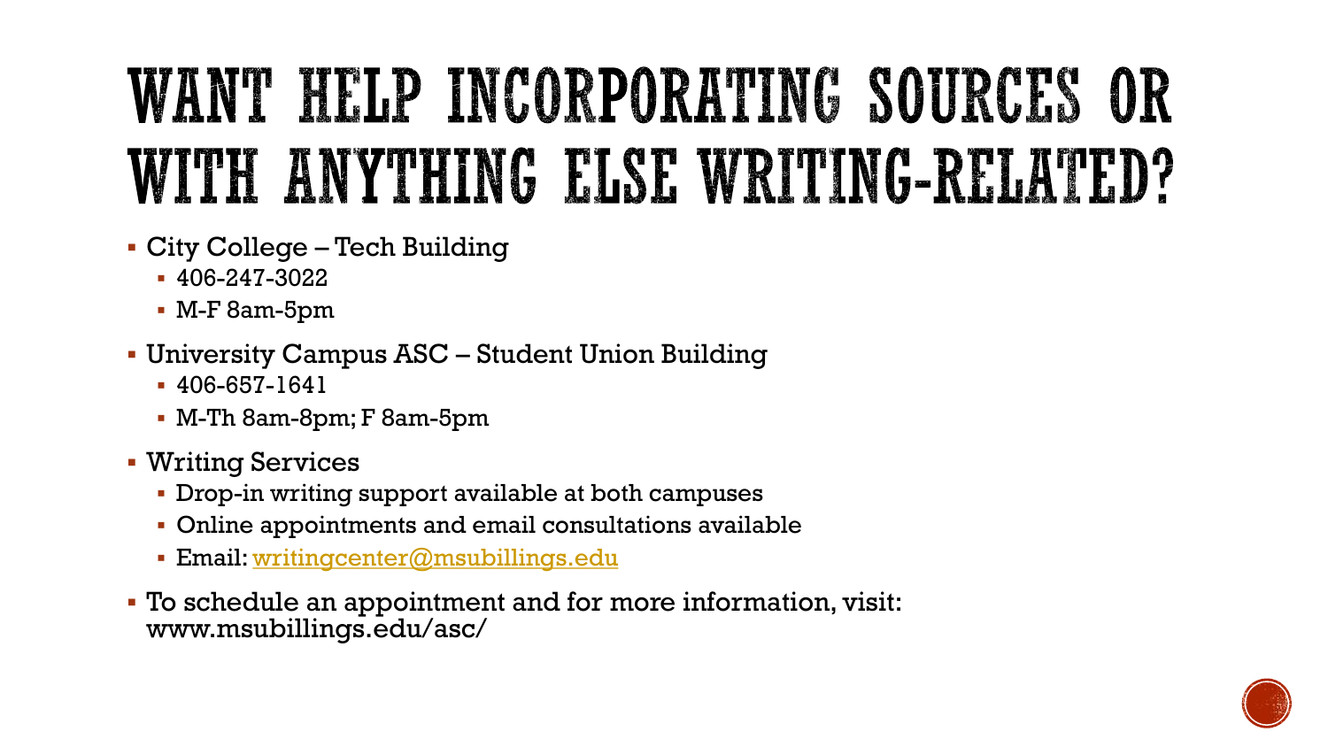# WANT HELP INCORPORATING SOURCES OR WITH ANYTHING ELSE WRITING-RELATED?

- City College – Tech Building
  - 406-247-3022
  - M-F 8am-5pm
- University Campus ASC – Student Union Building
  - 406-657-1641
  - M-Th 8am-8pm; F 8am-5pm
- Writing Services
  - Drop-in writing support available at both campuses
  - Online appointments and email consultations available
  - Email: writingcenter@msubillings.edu
- To schedule an appointment and for more information, visit: www.msubillings.edu/asc/